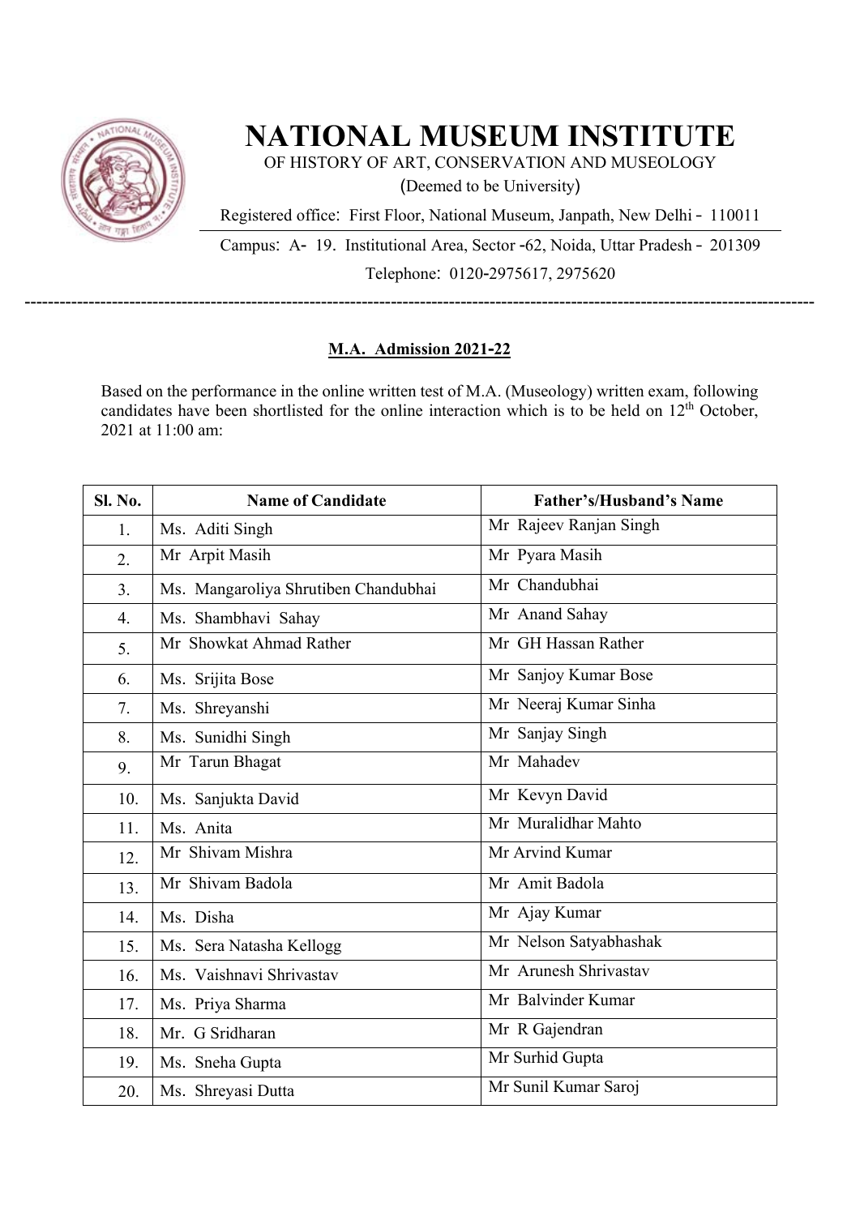# NATIONAL MUSEUM INSTITUTE

OF HISTORY OF ART, CONSERVATION AND MUSEOLOGY

(Deemed to be University)

Registered office: First Floor, National Museum, Janpath, New Delhi - 110011

Campus: A- 19. Institutional Area, Sector -62, Noida, Uttar Pradesh - 201309

Telephone: 0120-2975617, 2975620

---

## M.A. Admission 2021-22

Based on the performance in the online written test of M.A. (Museology) written exam, following candidates have been shortlisted for the online interaction which is to be held on 12th October, 2021 at 11:00 am:

| Sl. No. | Name of Candidate | Father's/Husband's Name |
|---|---|---|
| 1. | Ms. Aditi Singh | Mr Rajeev Ranjan Singh |
| 2. | Mr Arpit Masih | Mr Pyara Masih |
| 3. | Ms. Mangaroliya Shrutiben Chandubhai | Mr Chandubhai |
| 4. | Ms. Shambhavi Sahay | Mr Anand Sahay |
| 5. | Mr Showkat Ahmad Rather | Mr GH Hassan Rather |
| 6. | Ms. Srijita Bose | Mr Sanjoy Kumar Bose |
| 7. | Ms. Shreyanshi | Mr Neeraj Kumar Sinha |
| 8. | Ms. Sunidhi Singh | Mr Sanjay Singh |
| 9. | Mr Tarun Bhagat | Mr Mahadev |
| 10. | Ms. Sanjukta David | Mr Kevyn David |
| 11. | Ms. Anita | Mr Muralidhar Mahto |
| 12. | Mr Shivam Mishra | Mr Arvind Kumar |
| 13. | Mr Shivam Badola | Mr Amit Badola |
| 14. | Ms. Disha | Mr Ajay Kumar |
| 15. | Ms. Sera Natasha Kellogg | Mr Nelson Satyabhashak |
| 16. | Ms. Vaishnavi Shrivastav | Mr Arunesh Shrivastav |
| 17. | Ms. Priya Sharma | Mr Balvinder Kumar |
| 18. | Mr. G Sridharan | Mr R Gajendran |
| 19. | Ms. Sneha Gupta | Mr Surhid Gupta |
| 20. | Ms. Shreyasi Dutta | Mr Sunil Kumar Saroj |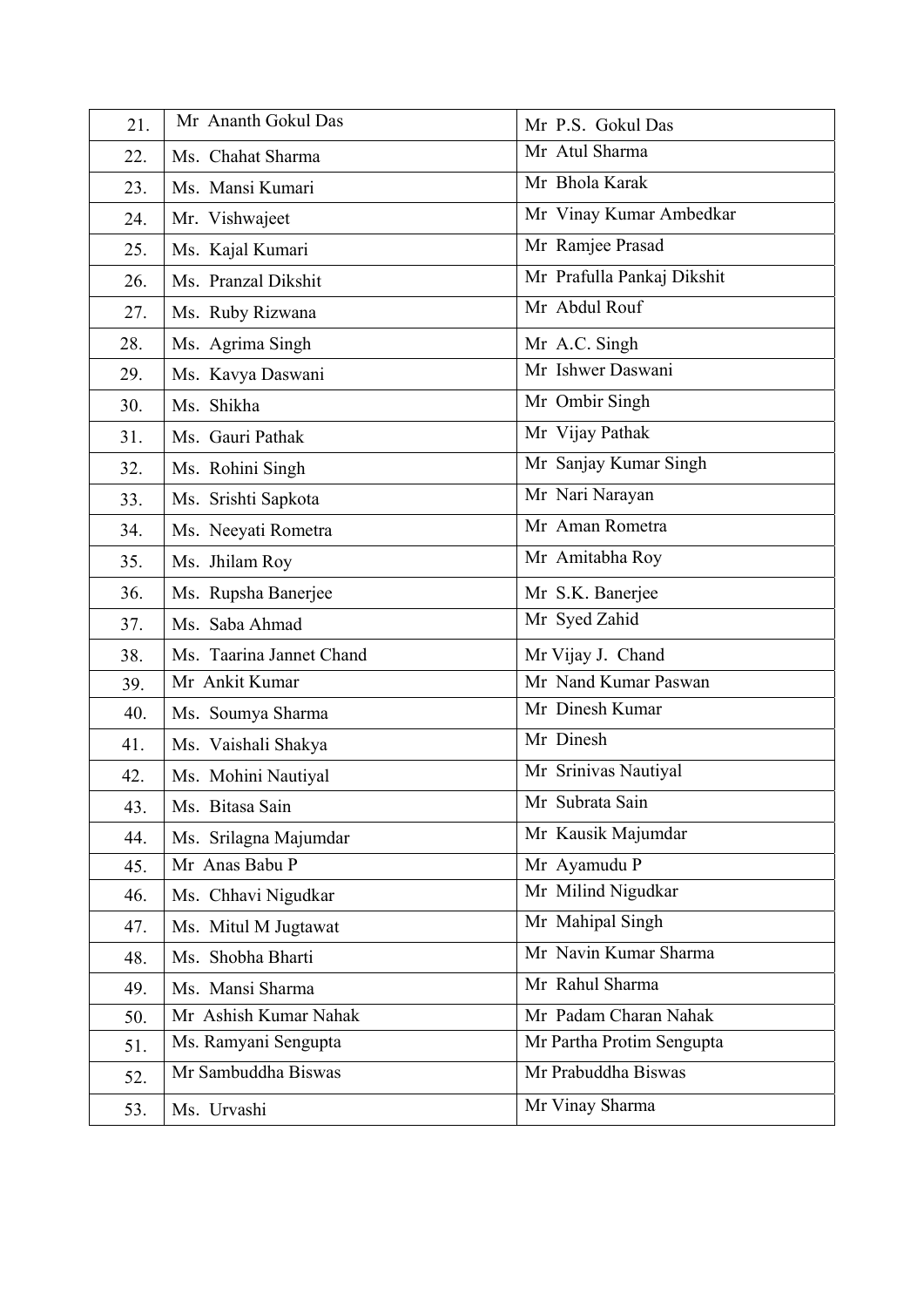| | | |
|---|---|---|
| 21. | Mr Ananth Gokul Das | Mr P.S. Gokul Das |
| 22. | Ms. Chahat Sharma | Mr Atul Sharma |
| 23. | Ms. Mansi Kumari | Mr Bhola Karak |
| 24. | Mr. Vishwajeet | Mr Vinay Kumar Ambedkar |
| 25. | Ms. Kajal Kumari | Mr Ramjee Prasad |
| 26. | Ms. Pranzal Dikshit | Mr Prafulla Pankaj Dikshit |
| 27. | Ms. Ruby Rizwana | Mr Abdul Rouf |
| 28. | Ms. Agrima Singh | Mr A.C. Singh |
| 29. | Ms. Kavya Daswani | Mr Ishwer Daswani |
| 30. | Ms. Shikha | Mr Ombir Singh |
| 31. | Ms. Gauri Pathak | Mr Vijay Pathak |
| 32. | Ms. Rohini Singh | Mr Sanjay Kumar Singh |
| 33. | Ms. Srishti Sapkota | Mr Nari Narayan |
| 34. | Ms. Neeyati Rometra | Mr Aman Rometra |
| 35. | Ms. Jhilam Roy | Mr Amitabha Roy |
| 36. | Ms. Rupsha Banerjee | Mr S.K. Banerjee |
| 37. | Ms. Saba Ahmad | Mr Syed Zahid |
| 38. | Ms. Taarina Jannet Chand | Mr Vijay J. Chand |
| 39. | Mr Ankit Kumar | Mr Nand Kumar Paswan |
| 40. | Ms. Soumya Sharma | Mr Dinesh Kumar |
| 41. | Ms. Vaishali Shakya | Mr Dinesh |
| 42. | Ms. Mohini Nautiyal | Mr Srinivas Nautiyal |
| 43. | Ms. Bitasa Sain | Mr Subrata Sain |
| 44. | Ms. Srilagna Majumdar | Mr Kausik Majumdar |
| 45. | Mr Anas Babu P | Mr Ayamudu P |
| 46. | Ms. Chhavi Nigudkar | Mr Milind Nigudkar |
| 47. | Ms. Mitul M Jugtawat | Mr Mahipal Singh |
| 48. | Ms. Shobha Bharti | Mr Navin Kumar Sharma |
| 49. | Ms. Mansi Sharma | Mr Rahul Sharma |
| 50. | Mr Ashish Kumar Nahak | Mr Padam Charan Nahak |
| 51. | Ms. Ramyani Sengupta | Mr Partha Protim Sengupta |
| 52. | Mr Sambuddha Biswas | Mr Prabuddha Biswas |
| 53. | Ms. Urvashi | Mr Vinay Sharma |